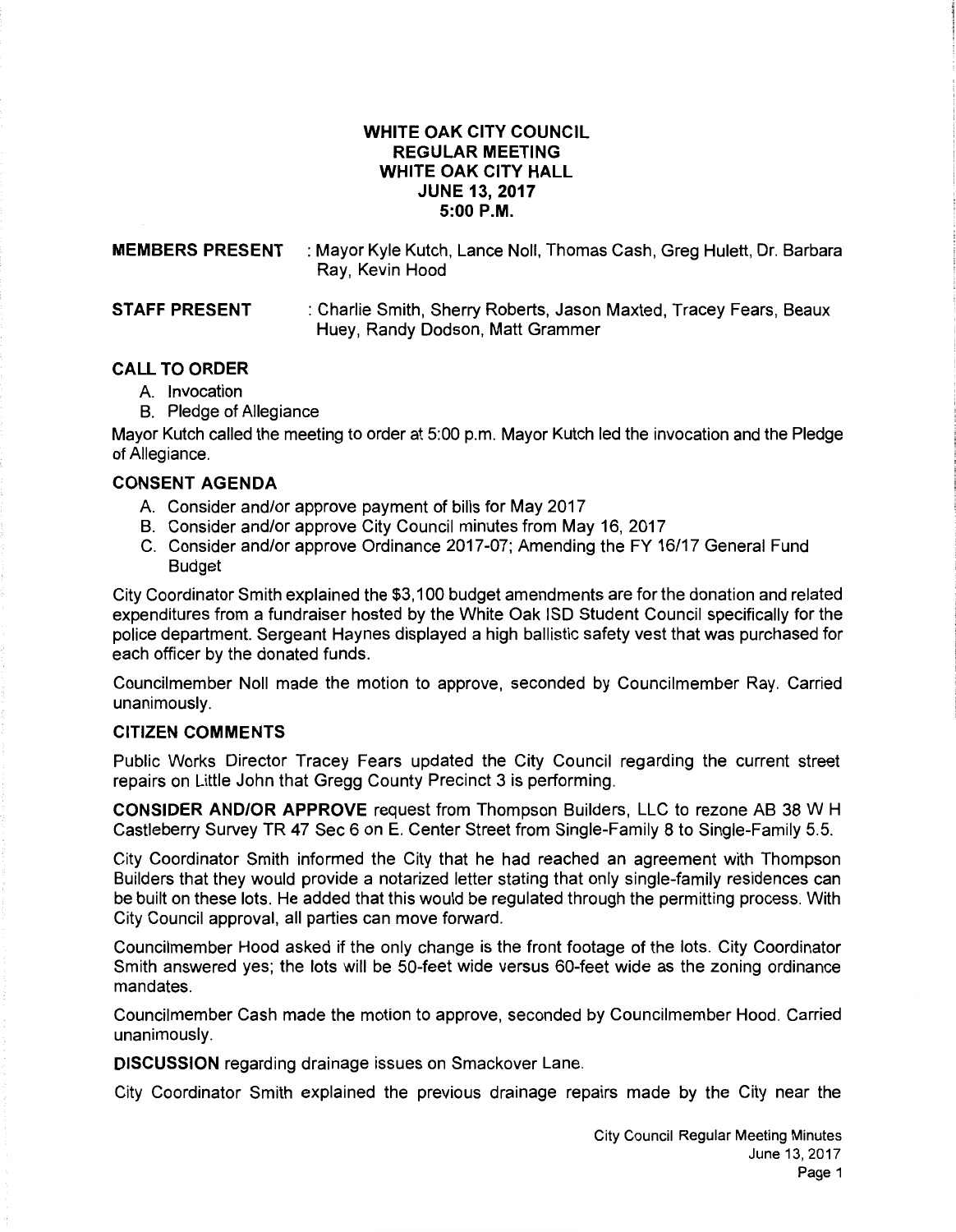# WHITE OAK CITY COUNCIL
## REGULAR MEETING
## WHITE OAK CITY HALL
## JUNE 13, 2017
## 5:00 P.M.

**MEMBERS PRESENT** : Mayor Kyle Kutch, Lance Noll, Thomas Cash, Greg Hulett, Dr. Barbara Ray, Kevin Hood

**STAFF PRESENT** : Charlie Smith, Sherry Roberts, Jason Maxted, Tracey Fears, Beaux Huey, Randy Dodson, Matt Grammer

### CALL TO ORDER

A. Invocation
B. Pledge of Allegiance

Mayor Kutch called the meeting to order at 5:00 p.m. Mayor Kutch led the invocation and the Pledge of Allegiance.

### CONSENT AGENDA

A. Consider and/or approve payment of bills for May 2017
B. Consider and/or approve City Council minutes from May 16, 2017
C. Consider and/or approve Ordinance 2017-07; Amending the FY 16/17 General Fund Budget

City Coordinator Smith explained the $3,100 budget amendments are for the donation and related expenditures from a fundraiser hosted by the White Oak ISD Student Council specifically for the police department. Sergeant Haynes displayed a high ballistic safety vest that was purchased for each officer by the donated funds.

Councilmember Noll made the motion to approve, seconded by Councilmember Ray. Carried unanimously.

### CITIZEN COMMENTS

Public Works Director Tracey Fears updated the City Council regarding the current street repairs on Little John that Gregg County Precinct 3 is performing.

**CONSIDER AND/OR APPROVE** request from Thompson Builders, LLC to rezone AB 38 W H Castleberry Survey TR 47 Sec 6 on E. Center Street from Single-Family 8 to Single-Family 5.5.

City Coordinator Smith informed the City that he had reached an agreement with Thompson Builders that they would provide a notarized letter stating that only single-family residences can be built on these lots. He added that this would be regulated through the permitting process. With City Council approval, all parties can move forward.

Councilmember Hood asked if the only change is the front footage of the lots. City Coordinator Smith answered yes; the lots will be 50-feet wide versus 60-feet wide as the zoning ordinance mandates.

Councilmember Cash made the motion to approve, seconded by Councilmember Hood. Carried unanimously.

**DISCUSSION** regarding drainage issues on Smackover Lane.

City Coordinator Smith explained the previous drainage repairs made by the City near the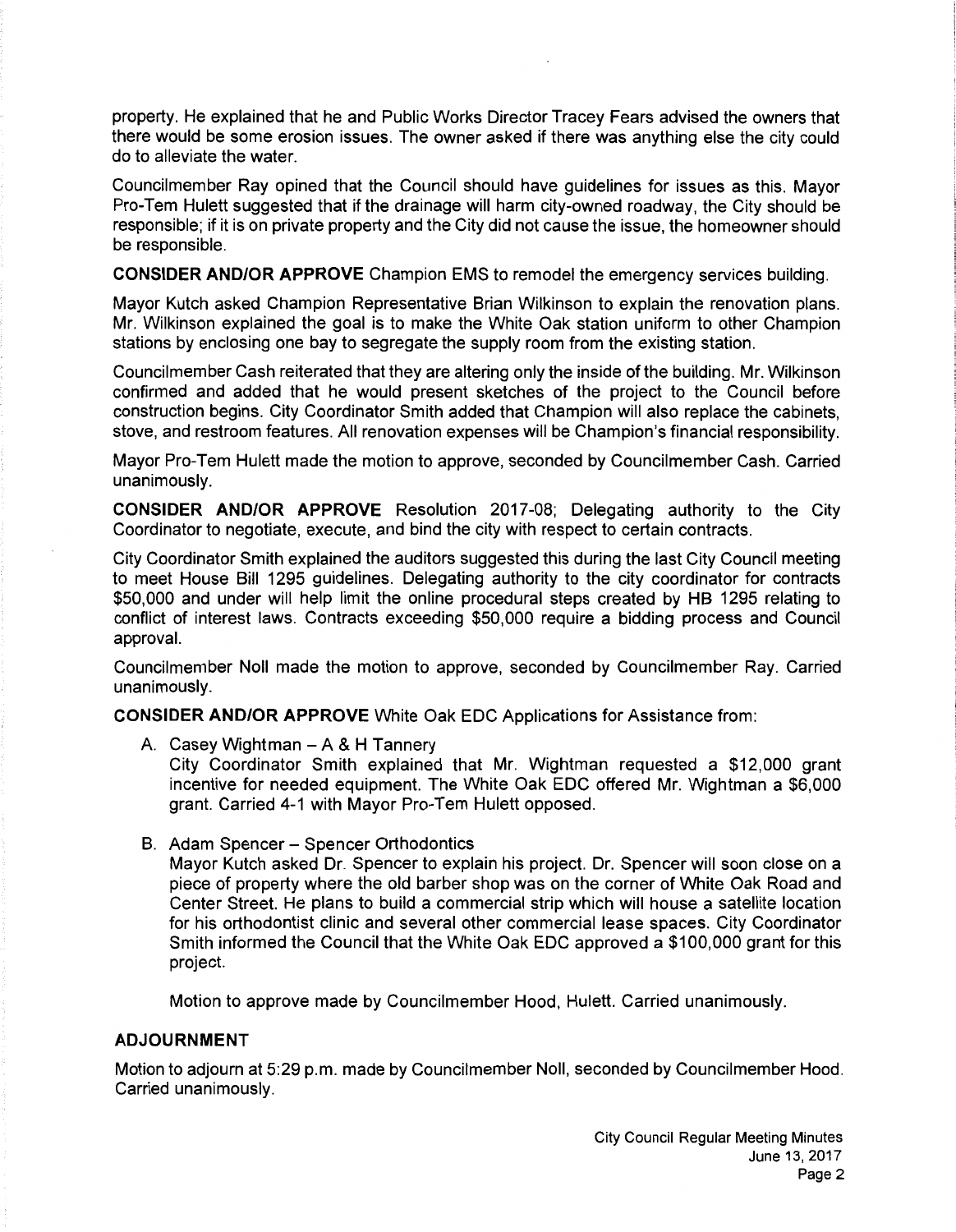property. He explained that he and Public Works Director Tracey Fears advised the owners that there would be some erosion issues. The owner asked if there was anything else the city could do to alleviate the water.

Councilmember Ray opined that the Council should have guidelines for issues as this. Mayor Pro-Tem Hulett suggested that if the drainage will harm city-owned roadway, the City should be responsible; if it is on private property and the City did not cause the issue, the homeowner should be responsible.

**CONSIDER AND/OR APPROVE** Champion EMS to remodel the emergency services building.

Mayor Kutch asked Champion Representative Brian Wilkinson to explain the renovation plans. Mr. Wilkinson explained the goal is to make the White Oak station uniform to other Champion stations by enclosing one bay to segregate the supply room from the existing station.

Councilmember Cash reiterated that they are altering only the inside of the building. Mr. Wilkinson confirmed and added that he would present sketches of the project to the Council before construction begins. City Coordinator Smith added that Champion will also replace the cabinets, stove, and restroom features. All renovation expenses will be Champion's financial responsibility.

Mayor Pro-Tem Hulett made the motion to approve, seconded by Councilmember Cash. Carried unanimously.

**CONSIDER AND/OR APPROVE** Resolution 2017-08; Delegating authority to the City Coordinator to negotiate, execute, and bind the city with respect to certain contracts.

City Coordinator Smith explained the auditors suggested this during the last City Council meeting to meet House Bill 1295 guidelines. Delegating authority to the city coordinator for contracts $50,000 and under will help limit the online procedural steps created by HB 1295 relating to conflict of interest laws. Contracts exceeding $50,000 require a bidding process and Council approval.

Councilmember Noll made the motion to approve, seconded by Councilmember Ray. Carried unanimously.

**CONSIDER AND/OR APPROVE** White Oak EDC Applications for Assistance from:

A. Casey Wightman – A & H Tannery
   City Coordinator Smith explained that Mr. Wightman requested a $12,000 grant incentive for needed equipment. The White Oak EDC offered Mr. Wightman a $6,000 grant. Carried 4-1 with Mayor Pro-Tem Hulett opposed.

B. Adam Spencer – Spencer Orthodontics
   Mayor Kutch asked Dr. Spencer to explain his project. Dr. Spencer will soon close on a piece of property where the old barber shop was on the corner of White Oak Road and Center Street. He plans to build a commercial strip which will house a satellite location for his orthodontist clinic and several other commercial lease spaces. City Coordinator Smith informed the Council that the White Oak EDC approved a $100,000 grant for this project.

   Motion to approve made by Councilmember Hood, Hulett. Carried unanimously.

## ADJOURNMENT

Motion to adjourn at 5:29 p.m. made by Councilmember Noll, seconded by Councilmember Hood. Carried unanimously.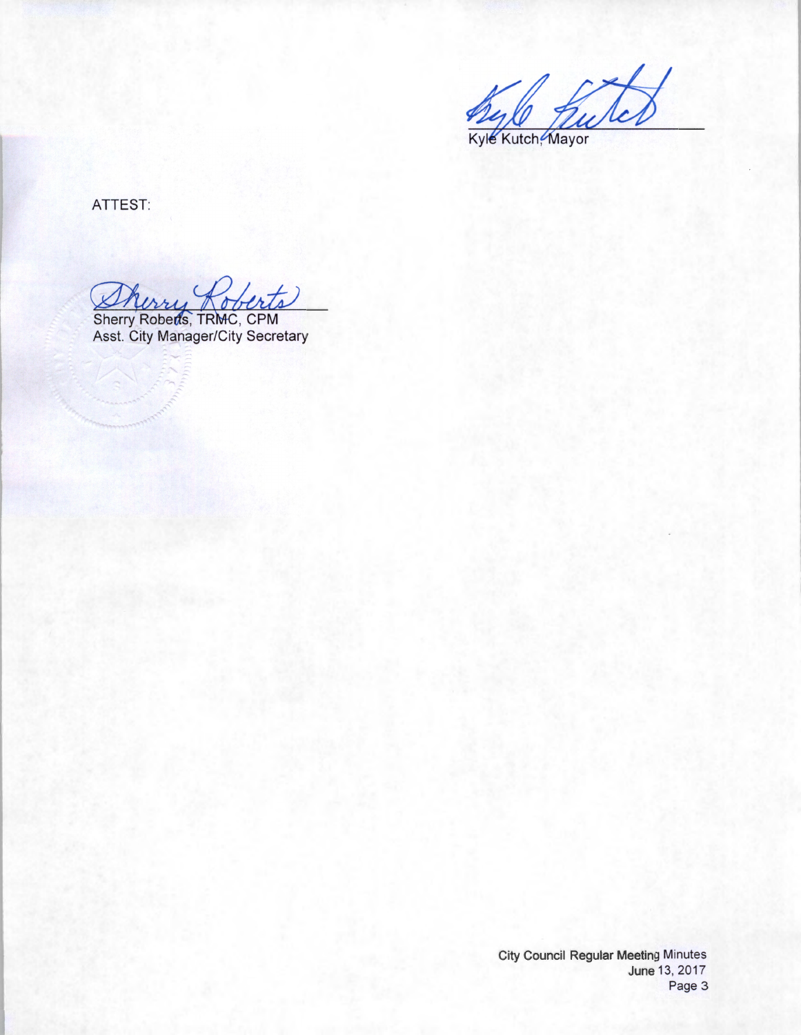Kyle Kutch, Mayor

ATTEST:

Sherry Roberts, TRMC, CPM
Asst. City Manager/City Secretary